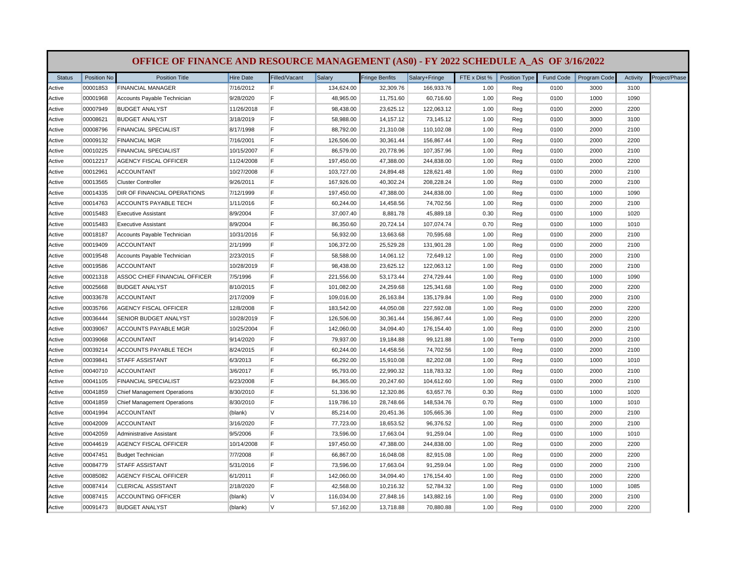# OFFICE OF FINANCE AND RESOURCE MANAGEMENT (AS0) - FY 2022 SCHEDULE A_AS OF 3/16/2022

| Status | Position No | Position Title | Hire Date | Filled/Vacant | Salary | Fringe Benfits | Salary+Fringe | FTE x Dist % | Position Type | Fund Code | Program Code | Activity | Project/Phase |
|---|---|---|---|---|---|---|---|---|---|---|---|---|---|
| Active | 00001853 | FINANCIAL MANAGER | 7/16/2012 | F | 134,624.00 | 32,309.76 | 166,933.76 | 1.00 | Reg | 0100 | 3000 | 3100 | |
| Active | 00001968 | Accounts Payable Technician | 9/28/2020 | F | 48,965.00 | 11,751.60 | 60,716.60 | 1.00 | Reg | 0100 | 1000 | 1090 | |
| Active | 00007949 | BUDGET ANALYST | 11/26/2018 | F | 98,438.00 | 23,625.12 | 122,063.12 | 1.00 | Reg | 0100 | 2000 | 2200 | |
| Active | 00008621 | BUDGET ANALYST | 3/18/2019 | F | 58,988.00 | 14,157.12 | 73,145.12 | 1.00 | Reg | 0100 | 3000 | 3100 | |
| Active | 00008796 | FINANCIAL SPECIALIST | 8/17/1998 | F | 88,792.00 | 21,310.08 | 110,102.08 | 1.00 | Reg | 0100 | 2000 | 2100 | |
| Active | 00009132 | FINANCIAL MGR | 7/16/2001 | F | 126,506.00 | 30,361.44 | 156,867.44 | 1.00 | Reg | 0100 | 2000 | 2200 | |
| Active | 00010225 | FINANCIAL SPECIALIST | 10/15/2007 | F | 86,579.00 | 20,778.96 | 107,357.96 | 1.00 | Reg | 0100 | 2000 | 2100 | |
| Active | 00012217 | AGENCY FISCAL OFFICER | 11/24/2008 | F | 197,450.00 | 47,388.00 | 244,838.00 | 1.00 | Reg | 0100 | 2000 | 2200 | |
| Active | 00012961 | ACCOUNTANT | 10/27/2008 | F | 103,727.00 | 24,894.48 | 128,621.48 | 1.00 | Reg | 0100 | 2000 | 2100 | |
| Active | 00013565 | Cluster Controller | 9/26/2011 | F | 167,926.00 | 40,302.24 | 208,228.24 | 1.00 | Reg | 0100 | 2000 | 2100 | |
| Active | 00014335 | DIR OF FINANCIAL OPERATIONS | 7/12/1999 | F | 197,450.00 | 47,388.00 | 244,838.00 | 1.00 | Reg | 0100 | 1000 | 1090 | |
| Active | 00014763 | ACCOUNTS PAYABLE TECH | 1/11/2016 | F | 60,244.00 | 14,458.56 | 74,702.56 | 1.00 | Reg | 0100 | 2000 | 2100 | |
| Active | 00015483 | Executive Assistant | 8/9/2004 | F | 37,007.40 | 8,881.78 | 45,889.18 | 0.30 | Reg | 0100 | 1000 | 1020 | |
| Active | 00015483 | Executive Assistant | 8/9/2004 | F | 86,350.60 | 20,724.14 | 107,074.74 | 0.70 | Reg | 0100 | 1000 | 1010 | |
| Active | 00018187 | Accounts Payable Technician | 10/31/2016 | F | 56,932.00 | 13,663.68 | 70,595.68 | 1.00 | Reg | 0100 | 2000 | 2100 | |
| Active | 00019409 | ACCOUNTANT | 2/1/1999 | F | 106,372.00 | 25,529.28 | 131,901.28 | 1.00 | Reg | 0100 | 2000 | 2100 | |
| Active | 00019548 | Accounts Payable Technician | 2/23/2015 | F | 58,588.00 | 14,061.12 | 72,649.12 | 1.00 | Reg | 0100 | 2000 | 2100 | |
| Active | 00019586 | ACCOUNTANT | 10/28/2019 | F | 98,438.00 | 23,625.12 | 122,063.12 | 1.00 | Reg | 0100 | 2000 | 2100 | |
| Active | 00021318 | ASSOC CHIEF FINANCIAL OFFICER | 7/5/1996 | F | 221,556.00 | 53,173.44 | 274,729.44 | 1.00 | Reg | 0100 | 1000 | 1090 | |
| Active | 00025668 | BUDGET ANALYST | 8/10/2015 | F | 101,082.00 | 24,259.68 | 125,341.68 | 1.00 | Reg | 0100 | 2000 | 2200 | |
| Active | 00033678 | ACCOUNTANT | 2/17/2009 | F | 109,016.00 | 26,163.84 | 135,179.84 | 1.00 | Reg | 0100 | 2000 | 2100 | |
| Active | 00035766 | AGENCY FISCAL OFFICER | 12/8/2008 | F | 183,542.00 | 44,050.08 | 227,592.08 | 1.00 | Reg | 0100 | 2000 | 2200 | |
| Active | 00036444 | SENIOR BUDGET ANALYST | 10/28/2019 | F | 126,506.00 | 30,361.44 | 156,867.44 | 1.00 | Reg | 0100 | 2000 | 2200 | |
| Active | 00039067 | ACCOUNTS PAYABLE MGR | 10/25/2004 | F | 142,060.00 | 34,094.40 | 176,154.40 | 1.00 | Reg | 0100 | 2000 | 2100 | |
| Active | 00039068 | ACCOUNTANT | 9/14/2020 | F | 79,937.00 | 19,184.88 | 99,121.88 | 1.00 | Temp | 0100 | 2000 | 2100 | |
| Active | 00039214 | ACCOUNTS PAYABLE TECH | 8/24/2015 | F | 60,244.00 | 14,458.56 | 74,702.56 | 1.00 | Reg | 0100 | 2000 | 2100 | |
| Active | 00039841 | STAFF ASSISTANT | 6/3/2013 | F | 66,292.00 | 15,910.08 | 82,202.08 | 1.00 | Reg | 0100 | 1000 | 1010 | |
| Active | 00040710 | ACCOUNTANT | 3/6/2017 | F | 95,793.00 | 22,990.32 | 118,783.32 | 1.00 | Reg | 0100 | 2000 | 2100 | |
| Active | 00041105 | FINANCIAL SPECIALIST | 6/23/2008 | F | 84,365.00 | 20,247.60 | 104,612.60 | 1.00 | Reg | 0100 | 2000 | 2100 | |
| Active | 00041859 | Chief Management Operations | 8/30/2010 | F | 51,336.90 | 12,320.86 | 63,657.76 | 0.30 | Reg | 0100 | 1000 | 1020 | |
| Active | 00041859 | Chief Management Operations | 8/30/2010 | F | 119,786.10 | 28,748.66 | 148,534.76 | 0.70 | Reg | 0100 | 1000 | 1010 | |
| Active | 00041994 | ACCOUNTANT | (blank) | V | 85,214.00 | 20,451.36 | 105,665.36 | 1.00 | Reg | 0100 | 2000 | 2100 | |
| Active | 00042009 | ACCOUNTANT | 3/16/2020 | F | 77,723.00 | 18,653.52 | 96,376.52 | 1.00 | Reg | 0100 | 2000 | 2100 | |
| Active | 00042059 | Administrative Assistant | 9/5/2006 | F | 73,596.00 | 17,663.04 | 91,259.04 | 1.00 | Reg | 0100 | 1000 | 1010 | |
| Active | 00044619 | AGENCY FISCAL OFFICER | 10/14/2008 | F | 197,450.00 | 47,388.00 | 244,838.00 | 1.00 | Reg | 0100 | 2000 | 2200 | |
| Active | 00047451 | Budget Technician | 7/7/2008 | F | 66,867.00 | 16,048.08 | 82,915.08 | 1.00 | Reg | 0100 | 2000 | 2200 | |
| Active | 00084779 | STAFF ASSISTANT | 5/31/2016 | F | 73,596.00 | 17,663.04 | 91,259.04 | 1.00 | Reg | 0100 | 2000 | 2100 | |
| Active | 00085082 | AGENCY FISCAL OFFICER | 6/1/2011 | F | 142,060.00 | 34,094.40 | 176,154.40 | 1.00 | Reg | 0100 | 2000 | 2200 | |
| Active | 00087414 | CLERICAL ASSISTANT | 2/18/2020 | F | 42,568.00 | 10,216.32 | 52,784.32 | 1.00 | Reg | 0100 | 1000 | 1085 | |
| Active | 00087415 | ACCOUNTING OFFICER | (blank) | V | 116,034.00 | 27,848.16 | 143,882.16 | 1.00 | Reg | 0100 | 2000 | 2100 | |
| Active | 00091473 | BUDGET ANALYST | (blank) | V | 57,162.00 | 13,718.88 | 70,880.88 | 1.00 | Reg | 0100 | 2000 | 2200 | |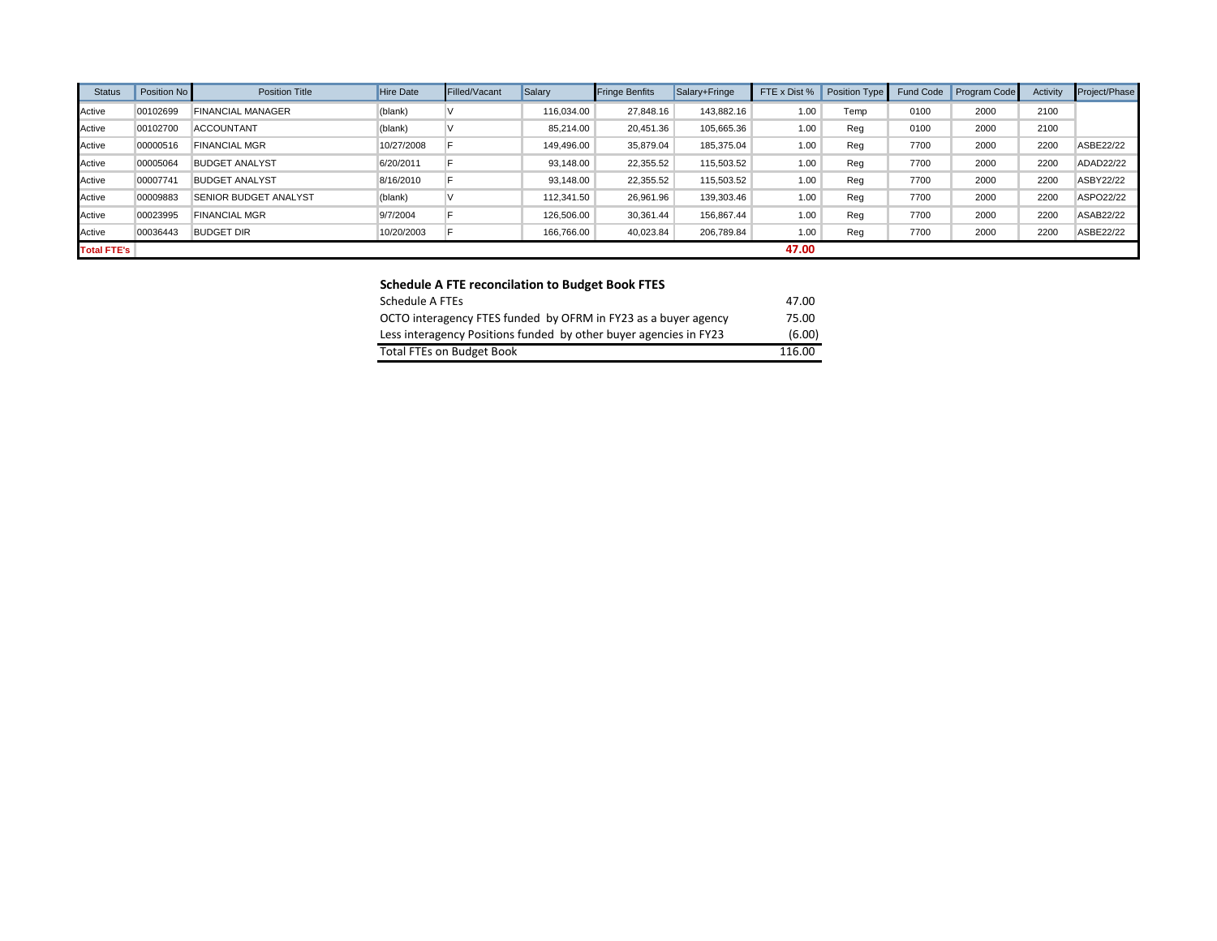| Status | Position No | Position Title | Hire Date | Filled/Vacant | Salary | Fringe Benfits | Salary+Fringe | FTE x Dist % | Position Type | Fund Code | Program Code | Activity | Project/Phase |
|---|---|---|---|---|---|---|---|---|---|---|---|---|---|
| Active | 00102699 | FINANCIAL MANAGER | (blank) | V | 116,034.00 | 27,848.16 | 143,882.16 | 1.00 | Temp | 0100 | 2000 | 2100 | |
| Active | 00102700 | ACCOUNTANT | (blank) | V | 85,214.00 | 20,451.36 | 105,665.36 | 1.00 | Reg | 0100 | 2000 | 2100 | |
| Active | 00000516 | FINANCIAL MGR | 10/27/2008 | F | 149,496.00 | 35,879.04 | 185,375.04 | 1.00 | Reg | 7700 | 2000 | 2200 | ASBE22/22 |
| Active | 00005064 | BUDGET ANALYST | 6/20/2011 | F | 93,148.00 | 22,355.52 | 115,503.52 | 1.00 | Reg | 7700 | 2000 | 2200 | ADAD22/22 |
| Active | 00007741 | BUDGET ANALYST | 8/16/2010 | F | 93,148.00 | 22,355.52 | 115,503.52 | 1.00 | Reg | 7700 | 2000 | 2200 | ASBY22/22 |
| Active | 00009883 | SENIOR BUDGET ANALYST | (blank) | V | 112,341.50 | 26,961.96 | 139,303.46 | 1.00 | Reg | 7700 | 2000 | 2200 | ASPO22/22 |
| Active | 00023995 | FINANCIAL MGR | 9/7/2004 | F | 126,506.00 | 30,361.44 | 156,867.44 | 1.00 | Reg | 7700 | 2000 | 2200 | ASAB22/22 |
| Active | 00036443 | BUDGET DIR | 10/20/2003 | F | 166,766.00 | 40,023.84 | 206,789.84 | 1.00 | Reg | 7700 | 2000 | 2200 | ASBE22/22 |
| **Total FTE's** | | | | | | | | **47.00** | | | | | |

**Schedule A FTE reconcilation to Budget Book FTES**

| | |
|---|---|
| Schedule A FTEs | 47.00 |
| OCTO interagency FTES funded by OFRM in FY23 as a buyer agency | 75.00 |
| Less interagency Positions funded by other buyer agencies in FY23 | (6.00) |
| Total FTEs on Budget Book | 116.00 |